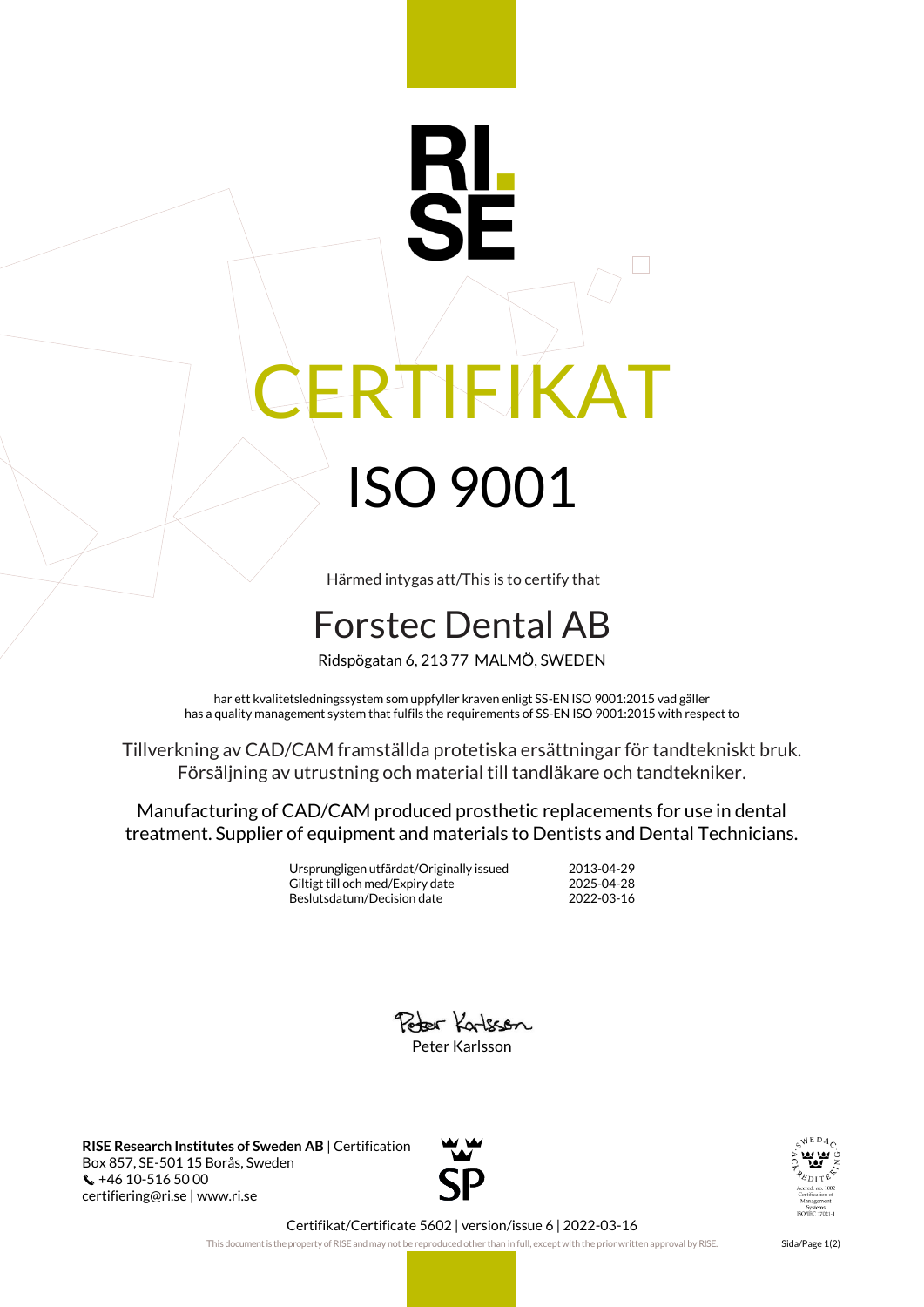RI.
SE

# CERTIFIKAT

# ISO 9001

Härmed intygas att/This is to certify that

## Forstec Dental AB

Ridspögatan 6, 213 77 MALMÖ, SWEDEN

har ett kvalitetsledningssystem som uppfyller kraven enligt SS-EN ISO 9001:2015 vad gäller
has a quality management system that fulfils the requirements of SS-EN ISO 9001:2015 with respect to

Tillverkning av CAD/CAM framställda protetiska ersättningar för tandtekniskt bruk. Försäljning av utrustning och material till tandläkare och tandtekniker.

Manufacturing of CAD/CAM produced prosthetic replacements for use in dental treatment. Supplier of equipment and materials to Dentists and Dental Technicians.

| | |
|---|---|
| Ursprungligen utfärdat/Originally issued | 2013-04-29 |
| Giltigt till och med/Expiry date | 2025-04-28 |
| Beslutsdatum/Decision date | 2022-03-16 |

Peter Karlsson

**RISE Research Institutes of Sweden AB** | Certification
Box 857, SE-501 15 Borås, Sweden
+46 10-516 50 00
certifiering@ri.se | www.ri.se

SP

SWEDAC ACKREDITERING
Accred. no. 1002
Certification of Management Systems
ISO/IEC 17021-1

Certifikat/Certificate 5602 | version/issue 6 | 2022-03-16

This document is the property of RISE and may not be reproduced other than in full, except with the prior written approval by RISE.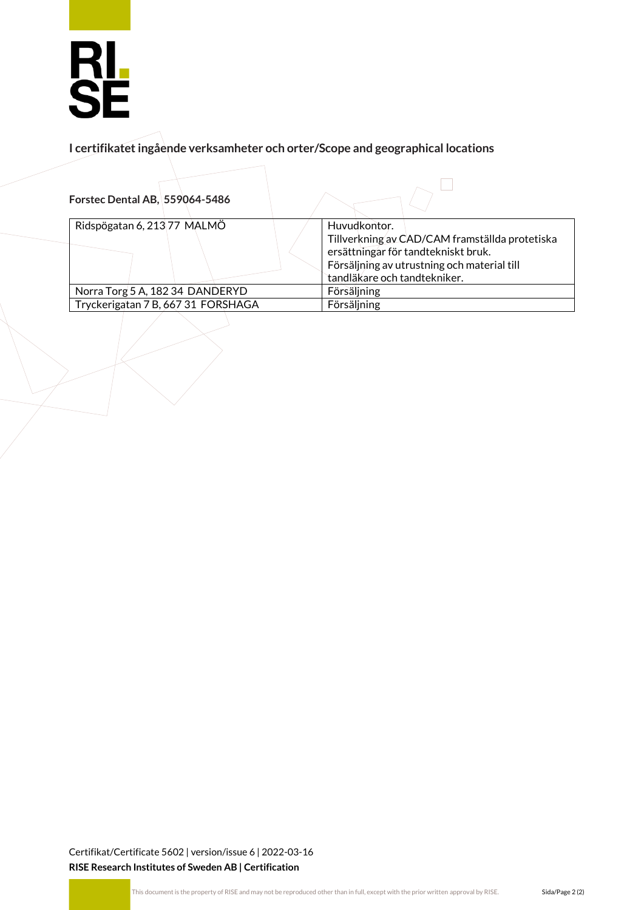## I certifikatet ingående verksamheter och orter/Scope and geographical locations

**Forstec Dental AB, 559064-5486**

| | |
|---|---|
| Ridspögatan 6, 213 77 MALMÖ | Huvudkontor.<br>Tillverkning av CAD/CAM framställda protetiska ersättningar för tandtekniskt bruk.<br>Försäljning av utrustning och material till tandläkare och tandtekniker. |
| Norra Torg 5 A, 182 34 DANDERYD | Försäljning |
| Tryckerigatan 7 B, 667 31 FORSHAGA | Försäljning |

Certifikat/Certificate 5602 | version/issue 6 | 2022-03-16

**RISE Research Institutes of Sweden AB | Certification**

This document is the property of RISE and may not be reproduced other than in full, except with the prior written approval by RISE.